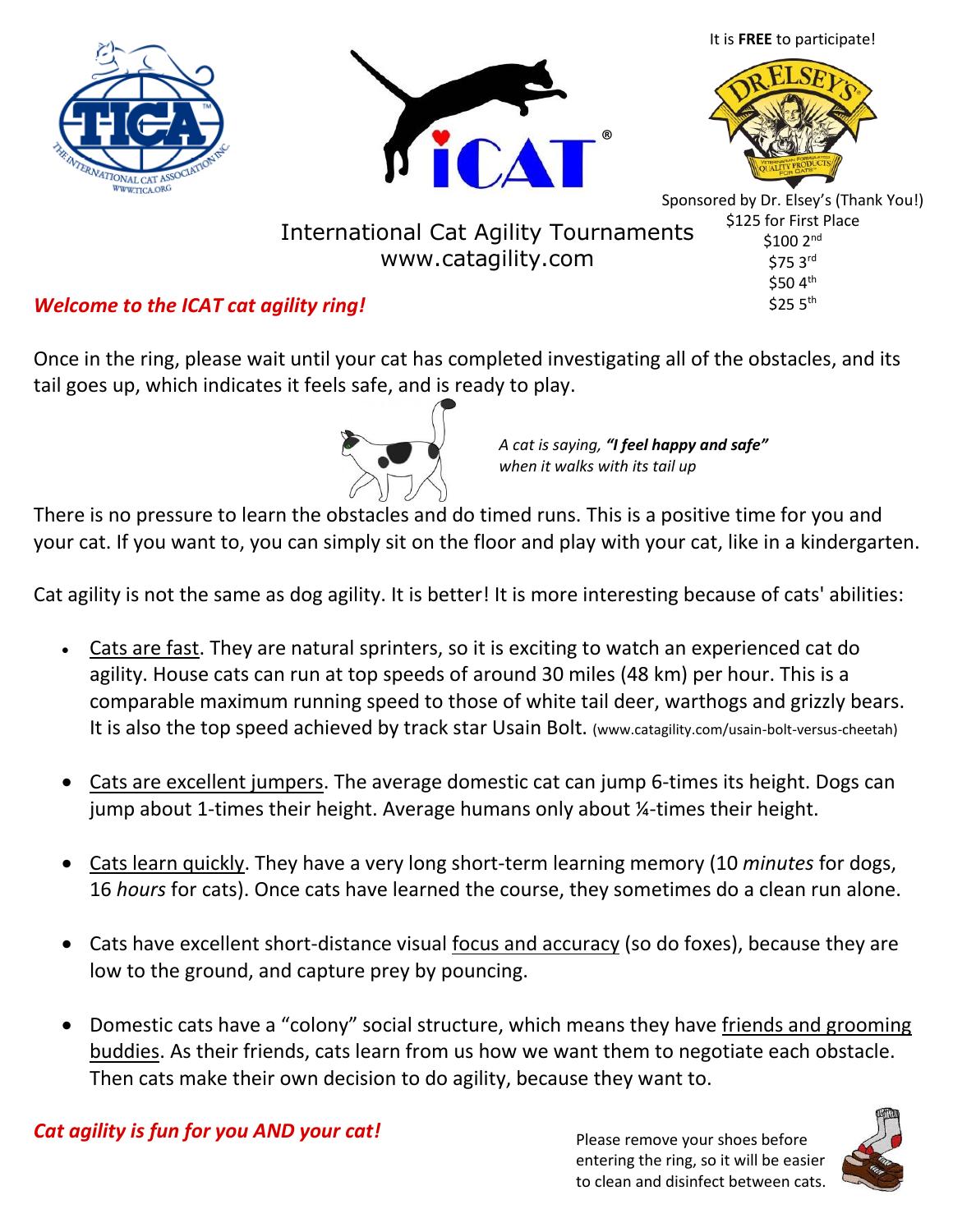It is **FREE** to participate!

Sponsored by Dr. Elsey's (Thank You!)
$125 for First Place
$100 2nd
$75 3rd
$50 4th
$25 5th

International Cat Agility Tournaments
www.catagility.com

***Welcome to the ICAT cat agility ring!***

Once in the ring, please wait until your cat has completed investigating all of the obstacles, and its tail goes up, which indicates it feels safe, and is ready to play.

*A cat is saying, **"I feel happy and safe"** when it walks with its tail up*

There is no pressure to learn the obstacles and do timed runs. This is a positive time for you and your cat. If you want to, you can simply sit on the floor and play with your cat, like in a kindergarten.

Cat agility is not the same as dog agility. It is better! It is more interesting because of cats' abilities:

- Cats are fast. They are natural sprinters, so it is exciting to watch an experienced cat do agility. House cats can run at top speeds of around 30 miles (48 km) per hour. This is a comparable maximum running speed to those of white tail deer, warthogs and grizzly bears. It is also the top speed achieved by track star Usain Bolt. (www.catagility.com/usain-bolt-versus-cheetah)

- Cats are excellent jumpers. The average domestic cat can jump 6-times its height. Dogs can jump about 1-times their height. Average humans only about ¼-times their height.

- Cats learn quickly. They have a very long short-term learning memory (10 *minutes* for dogs, 16 *hours* for cats). Once cats have learned the course, they sometimes do a clean run alone.

- Cats have excellent short-distance visual focus and accuracy (so do foxes), because they are low to the ground, and capture prey by pouncing.

- Domestic cats have a "colony" social structure, which means they have friends and grooming buddies. As their friends, cats learn from us how we want them to negotiate each obstacle. Then cats make their own decision to do agility, because they want to.

***Cat agility is fun for you AND your cat!***

Please remove your shoes before entering the ring, so it will be easier to clean and disinfect between cats.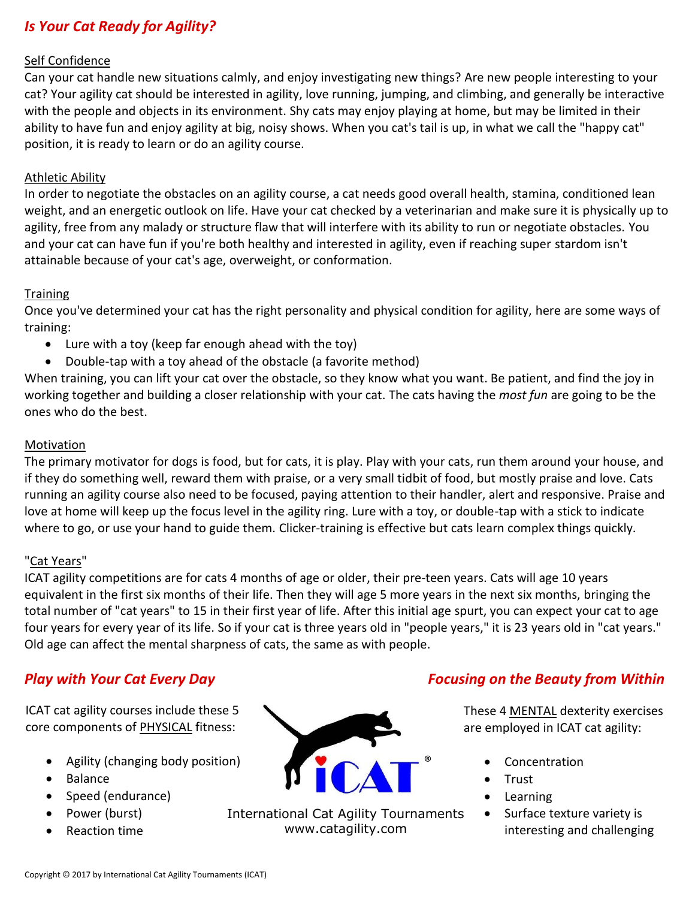## *Is Your Cat Ready for Agility?*

### Self Confidence

Can your cat handle new situations calmly, and enjoy investigating new things? Are new people interesting to your cat? Your agility cat should be interested in agility, love running, jumping, and climbing, and generally be interactive with the people and objects in its environment. Shy cats may enjoy playing at home, but may be limited in their ability to have fun and enjoy agility at big, noisy shows. When you cat's tail is up, in what we call the "happy cat" position, it is ready to learn or do an agility course.

### Athletic Ability

In order to negotiate the obstacles on an agility course, a cat needs good overall health, stamina, conditioned lean weight, and an energetic outlook on life. Have your cat checked by a veterinarian and make sure it is physically up to agility, free from any malady or structure flaw that will interfere with its ability to run or negotiate obstacles. You and your cat can have fun if you're both healthy and interested in agility, even if reaching super stardom isn't attainable because of your cat's age, overweight, or conformation.

### Training

Once you've determined your cat has the right personality and physical condition for agility, here are some ways of training:

- Lure with a toy (keep far enough ahead with the toy)
- Double-tap with a toy ahead of the obstacle (a favorite method)

When training, you can lift your cat over the obstacle, so they know what you want. Be patient, and find the joy in working together and building a closer relationship with your cat. The cats having the *most fun* are going to be the ones who do the best.

### Motivation

The primary motivator for dogs is food, but for cats, it is play. Play with your cats, run them around your house, and if they do something well, reward them with praise, or a very small tidbit of food, but mostly praise and love. Cats running an agility course also need to be focused, paying attention to their handler, alert and responsive. Praise and love at home will keep up the focus level in the agility ring. Lure with a toy, or double-tap with a stick to indicate where to go, or use your hand to guide them. Clicker-training is effective but cats learn complex things quickly.

### "Cat Years"

ICAT agility competitions are for cats 4 months of age or older, their pre-teen years. Cats will age 10 years equivalent in the first six months of their life. Then they will age 5 more years in the next six months, bringing the total number of "cat years" to 15 in their first year of life. After this initial age spurt, you can expect your cat to age four years for every year of its life. So if your cat is three years old in "people years," it is 23 years old in "cat years." Old age can affect the mental sharpness of cats, the same as with people.

## *Play with Your Cat Every Day*

ICAT cat agility courses include these 5 core components of PHYSICAL fitness:

- Agility (changing body position)
- Balance
- Speed (endurance)
- Power (burst)
- Reaction time

iCAT®

International Cat Agility Tournaments
www.catagility.com

## *Focusing on the Beauty from Within*

These 4 MENTAL dexterity exercises are employed in ICAT cat agility:

- Concentration
- Trust
- Learning
- Surface texture variety is interesting and challenging

Copyright © 2017 by International Cat Agility Tournaments (ICAT)